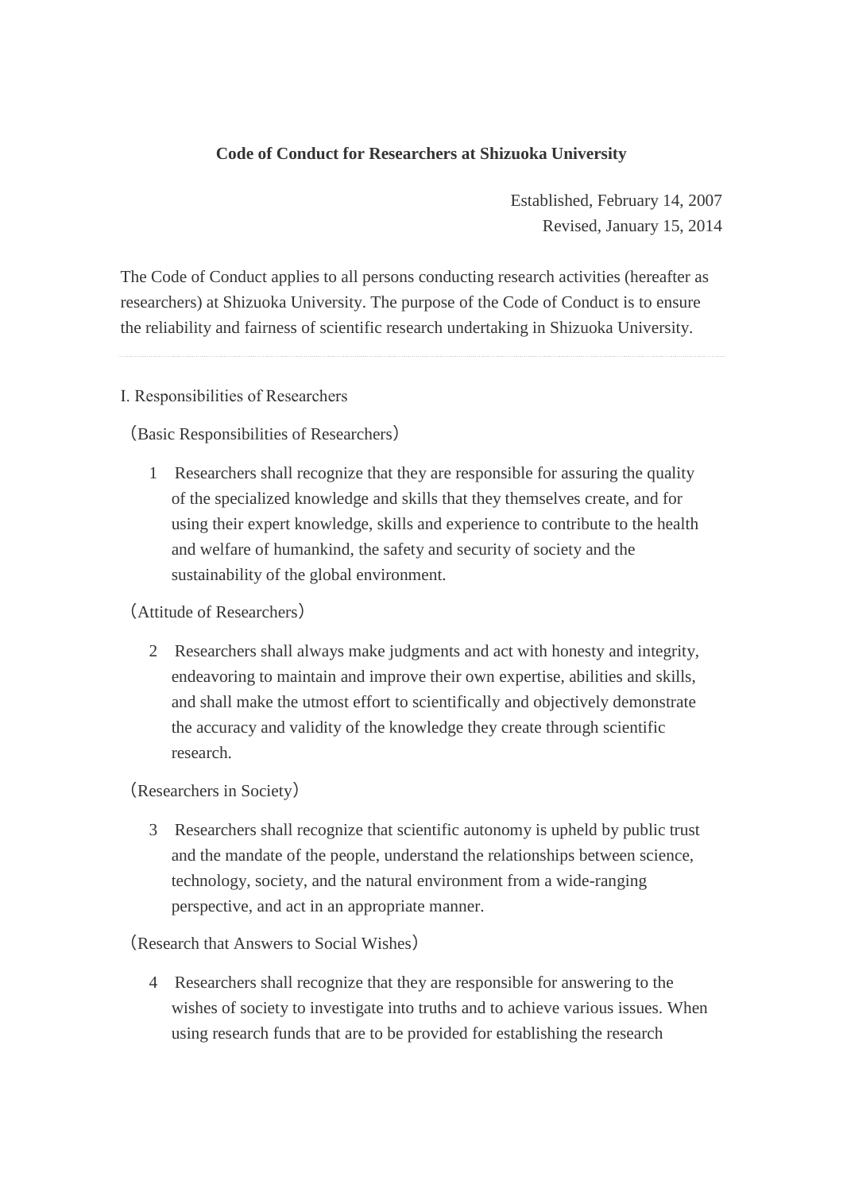# Code of Conduct for Researchers at Shizuoka University

Established, February 14, 2007
Revised, January 15, 2014

The Code of Conduct applies to all persons conducting research activities (hereafter as researchers) at Shizuoka University. The purpose of the Code of Conduct is to ensure the reliability and fairness of scientific research undertaking in Shizuoka University.

---

## I. Responsibilities of Researchers

（Basic Responsibilities of Researchers）

1 Researchers shall recognize that they are responsible for assuring the quality of the specialized knowledge and skills that they themselves create, and for using their expert knowledge, skills and experience to contribute to the health and welfare of humankind, the safety and security of society and the sustainability of the global environment.

（Attitude of Researchers）

2 Researchers shall always make judgments and act with honesty and integrity, endeavoring to maintain and improve their own expertise, abilities and skills, and shall make the utmost effort to scientifically and objectively demonstrate the accuracy and validity of the knowledge they create through scientific research.

（Researchers in Society）

3 Researchers shall recognize that scientific autonomy is upheld by public trust and the mandate of the people, understand the relationships between science, technology, society, and the natural environment from a wide-ranging perspective, and act in an appropriate manner.

（Research that Answers to Social Wishes）

4 Researchers shall recognize that they are responsible for answering to the wishes of society to investigate into truths and to achieve various issues. When using research funds that are to be provided for establishing the research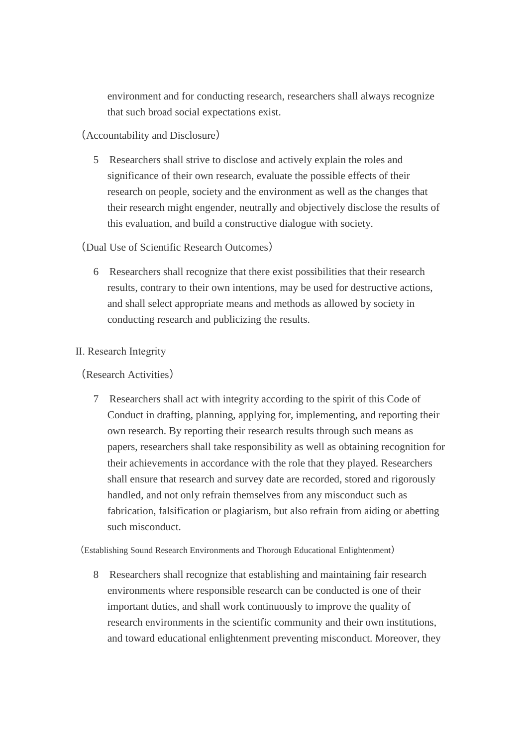environment and for conducting research, researchers shall always recognize that such broad social expectations exist.

（Accountability and Disclosure）

5　Researchers shall strive to disclose and actively explain the roles and significance of their own research, evaluate the possible effects of their research on people, society and the environment as well as the changes that their research might engender, neutrally and objectively disclose the results of this evaluation, and build a constructive dialogue with society.

（Dual Use of Scientific Research Outcomes）

6　Researchers shall recognize that there exist possibilities that their research results, contrary to their own intentions, may be used for destructive actions, and shall select appropriate means and methods as allowed by society in conducting research and publicizing the results.

II. Research Integrity

（Research Activities）

7　Researchers shall act with integrity according to the spirit of this Code of Conduct in drafting, planning, applying for, implementing, and reporting their own research. By reporting their research results through such means as papers, researchers shall take responsibility as well as obtaining recognition for their achievements in accordance with the role that they played. Researchers shall ensure that research and survey date are recorded, stored and rigorously handled, and not only refrain themselves from any misconduct such as fabrication, falsification or plagiarism, but also refrain from aiding or abetting such misconduct.

（Establishing Sound Research Environments and Thorough Educational Enlightenment）

8　Researchers shall recognize that establishing and maintaining fair research environments where responsible research can be conducted is one of their important duties, and shall work continuously to improve the quality of research environments in the scientific community and their own institutions, and toward educational enlightenment preventing misconduct. Moreover, they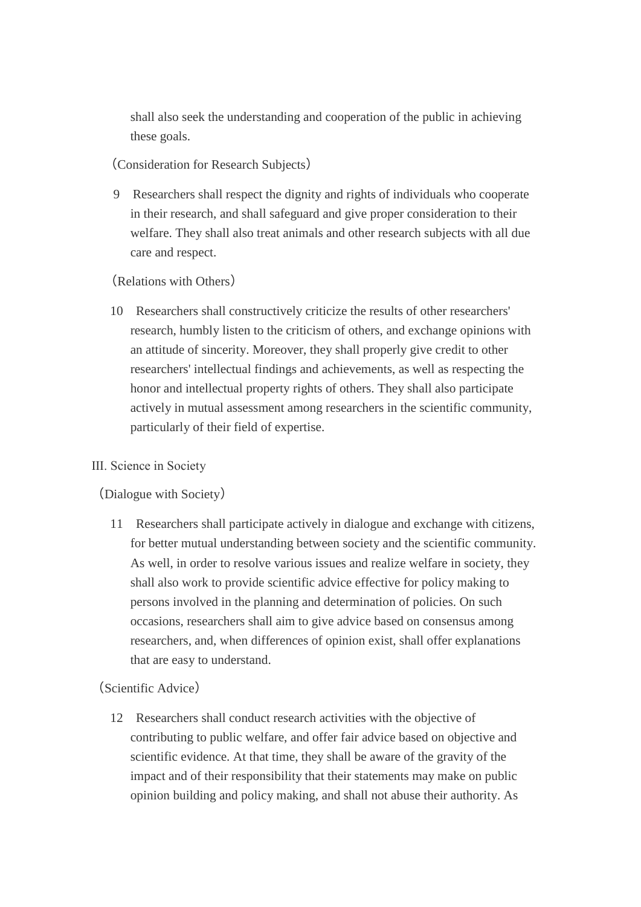shall also seek the understanding and cooperation of the public in achieving these goals.

（Consideration for Research Subjects）

9 Researchers shall respect the dignity and rights of individuals who cooperate in their research, and shall safeguard and give proper consideration to their welfare. They shall also treat animals and other research subjects with all due care and respect.

（Relations with Others）

10 Researchers shall constructively criticize the results of other researchers' research, humbly listen to the criticism of others, and exchange opinions with an attitude of sincerity. Moreover, they shall properly give credit to other researchers' intellectual findings and achievements, as well as respecting the honor and intellectual property rights of others. They shall also participate actively in mutual assessment among researchers in the scientific community, particularly of their field of expertise.

## III. Science in Society

（Dialogue with Society）

11 Researchers shall participate actively in dialogue and exchange with citizens, for better mutual understanding between society and the scientific community. As well, in order to resolve various issues and realize welfare in society, they shall also work to provide scientific advice effective for policy making to persons involved in the planning and determination of policies. On such occasions, researchers shall aim to give advice based on consensus among researchers, and, when differences of opinion exist, shall offer explanations that are easy to understand.

（Scientific Advice）

12 Researchers shall conduct research activities with the objective of contributing to public welfare, and offer fair advice based on objective and scientific evidence. At that time, they shall be aware of the gravity of the impact and of their responsibility that their statements may make on public opinion building and policy making, and shall not abuse their authority. As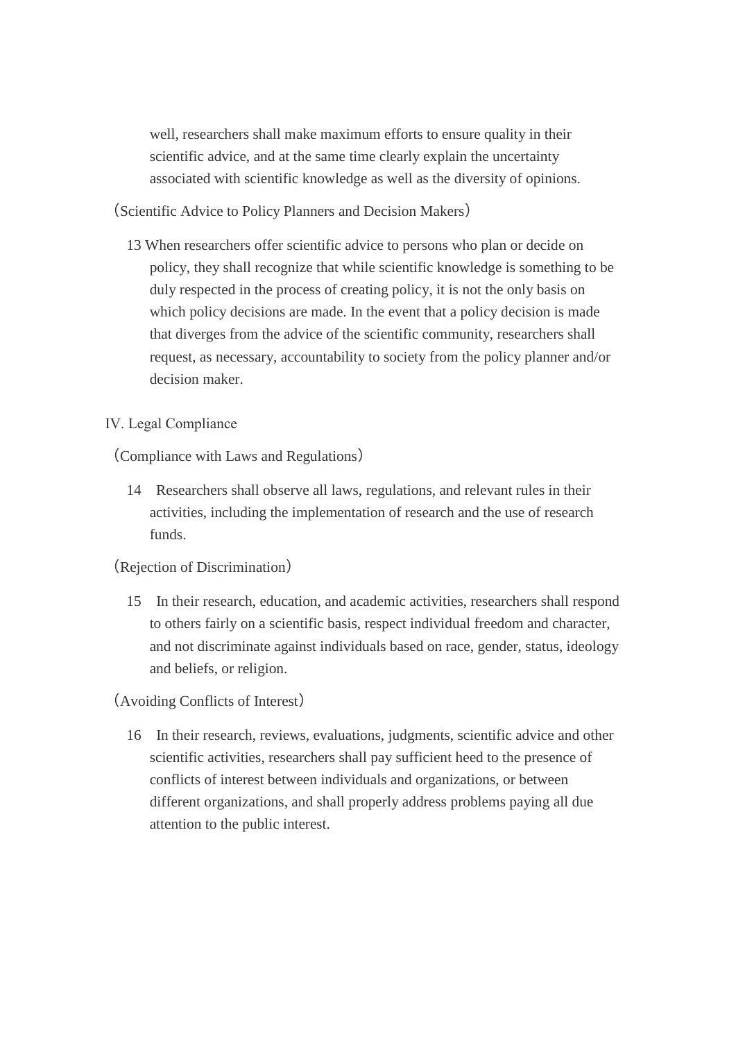well, researchers shall make maximum efforts to ensure quality in their scientific advice, and at the same time clearly explain the uncertainty associated with scientific knowledge as well as the diversity of opinions.

（Scientific Advice to Policy Planners and Decision Makers）

13 When researchers offer scientific advice to persons who plan or decide on policy, they shall recognize that while scientific knowledge is something to be duly respected in the process of creating policy, it is not the only basis on which policy decisions are made. In the event that a policy decision is made that diverges from the advice of the scientific community, researchers shall request, as necessary, accountability to society from the policy planner and/or decision maker.

## IV. Legal Compliance

（Compliance with Laws and Regulations）

14 Researchers shall observe all laws, regulations, and relevant rules in their activities, including the implementation of research and the use of research funds.

（Rejection of Discrimination）

15 In their research, education, and academic activities, researchers shall respond to others fairly on a scientific basis, respect individual freedom and character, and not discriminate against individuals based on race, gender, status, ideology and beliefs, or religion.

（Avoiding Conflicts of Interest）

16 In their research, reviews, evaluations, judgments, scientific advice and other scientific activities, researchers shall pay sufficient heed to the presence of conflicts of interest between individuals and organizations, or between different organizations, and shall properly address problems paying all due attention to the public interest.